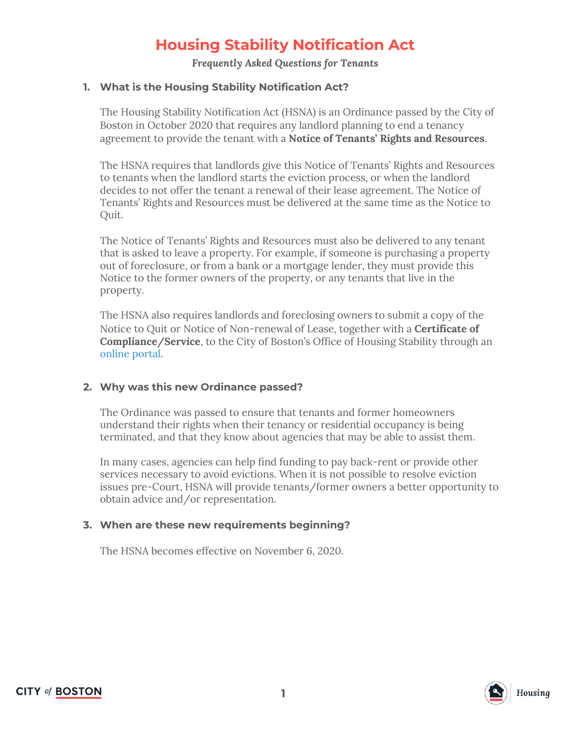# Housing Stability Notification Act

*Frequently Asked Questions for Tenants*

## 1. What is the Housing Stability Notification Act?

The Housing Stability Notification Act (HSNA) is an Ordinance passed by the City of Boston in October 2020 that requires any landlord planning to end a tenancy agreement to provide the tenant with a **Notice of Tenants' Rights and Resources**.

The HSNA requires that landlords give this Notice of Tenants' Rights and Resources to tenants when the landlord starts the eviction process, or when the landlord decides to not offer the tenant a renewal of their lease agreement. The Notice of Tenants' Rights and Resources must be delivered at the same time as the Notice to Quit.

The Notice of Tenants' Rights and Resources must also be delivered to any tenant that is asked to leave a property. For example, if someone is purchasing a property out of foreclosure, or from a bank or a mortgage lender, they must provide this Notice to the former owners of the property, or any tenants that live in the property.

The HSNA also requires landlords and foreclosing owners to submit a copy of the Notice to Quit or Notice of Non-renewal of Lease, together with a **Certificate of Compliance/Service**, to the City of Boston's Office of Housing Stability through an online portal.

## 2. Why was this new Ordinance passed?

The Ordinance was passed to ensure that tenants and former homeowners understand their rights when their tenancy or residential occupancy is being terminated, and that they know about agencies that may be able to assist them.

In many cases, agencies can help find funding to pay back-rent or provide other services necessary to avoid evictions. When it is not possible to resolve eviction issues pre-Court, HSNA will provide tenants/former owners a better opportunity to obtain advice and/or representation.

## 3. When are these new requirements beginning?

The HSNA becomes effective on November 6, 2020.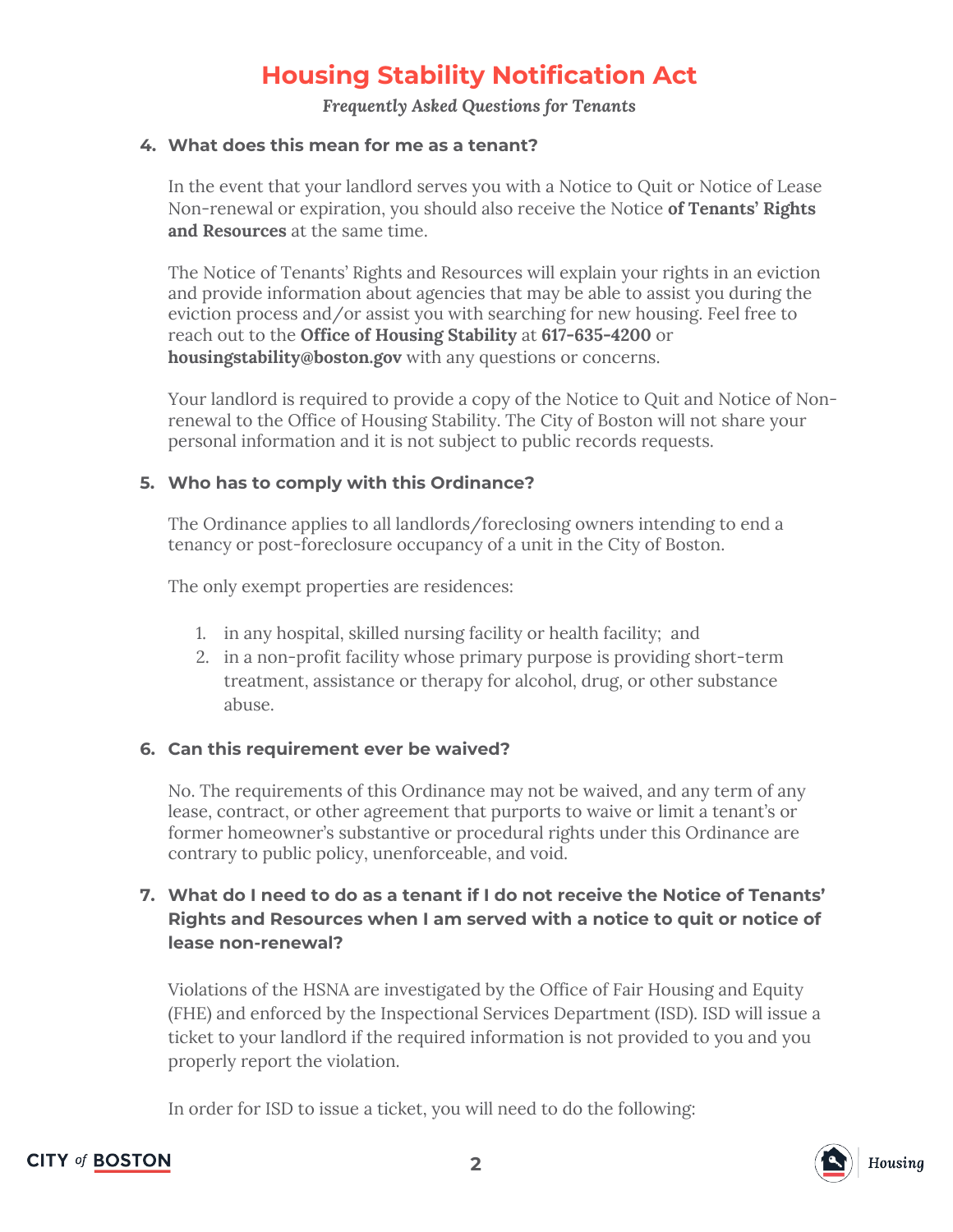# Housing Stability Notification Act

*Frequently Asked Questions for Tenants*

**4. What does this mean for me as a tenant?**

In the event that your landlord serves you with a Notice to Quit or Notice of Lease Non-renewal or expiration, you should also receive the Notice **of Tenants' Rights and Resources** at the same time.

The Notice of Tenants' Rights and Resources will explain your rights in an eviction and provide information about agencies that may be able to assist you during the eviction process and/or assist you with searching for new housing. Feel free to reach out to the **Office of Housing Stability** at **617-635-4200** or **housingstability@boston.gov** with any questions or concerns.

Your landlord is required to provide a copy of the Notice to Quit and Notice of Non-renewal to the Office of Housing Stability. The City of Boston will not share your personal information and it is not subject to public records requests.

**5. Who has to comply with this Ordinance?**

The Ordinance applies to all landlords/foreclosing owners intending to end a tenancy or post-foreclosure occupancy of a unit in the City of Boston.

The only exempt properties are residences:

1. in any hospital, skilled nursing facility or health facility; and
2. in a non-profit facility whose primary purpose is providing short-term treatment, assistance or therapy for alcohol, drug, or other substance abuse.

**6. Can this requirement ever be waived?**

No. The requirements of this Ordinance may not be waived, and any term of any lease, contract, or other agreement that purports to waive or limit a tenant's or former homeowner's substantive or procedural rights under this Ordinance are contrary to public policy, unenforceable, and void.

**7. What do I need to do as a tenant if I do not receive the Notice of Tenants' Rights and Resources when I am served with a notice to quit or notice of lease non-renewal?**

Violations of the HSNA are investigated by the Office of Fair Housing and Equity (FHE) and enforced by the Inspectional Services Department (ISD). ISD will issue a ticket to your landlord if the required information is not provided to you and you properly report the violation.

In order for ISD to issue a ticket, you will need to do the following: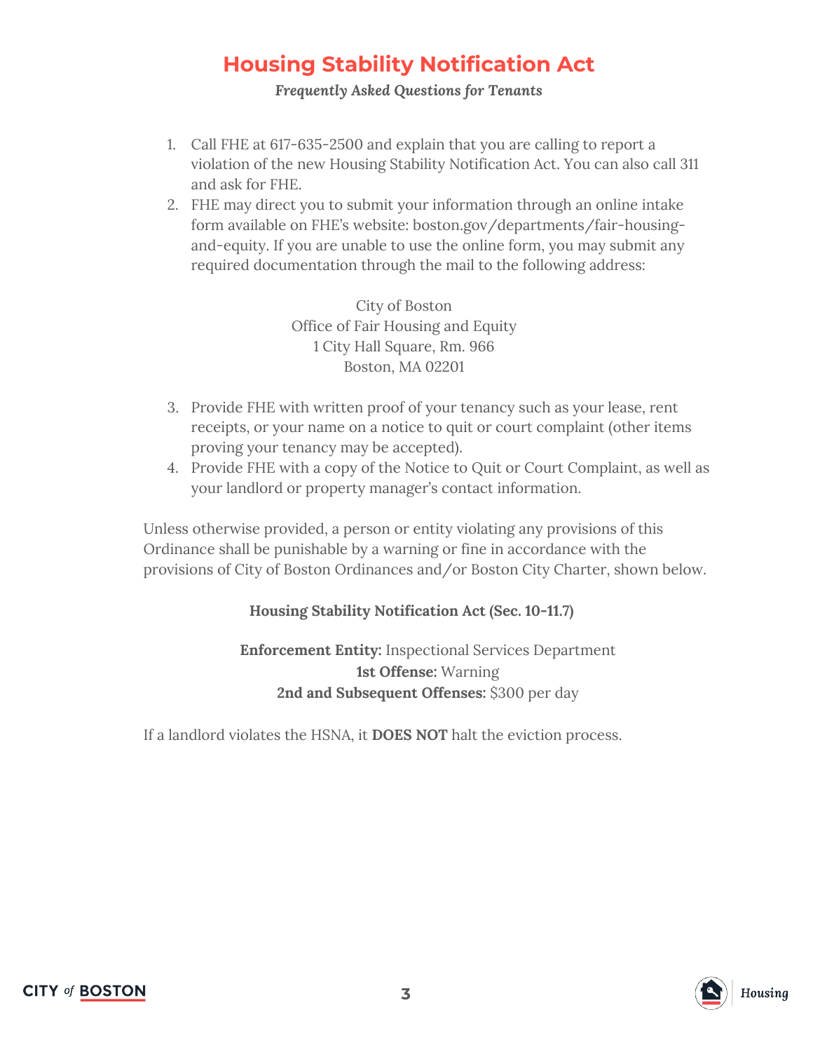# Housing Stability Notification Act

*Frequently Asked Questions for Tenants*

1. Call FHE at 617-635-2500 and explain that you are calling to report a violation of the new Housing Stability Notification Act. You can also call 311 and ask for FHE.
2. FHE may direct you to submit your information through an online intake form available on FHE's website: boston.gov/departments/fair-housing-and-equity. If you are unable to use the online form, you may submit any required documentation through the mail to the following address:

   City of Boston
   Office of Fair Housing and Equity
   1 City Hall Square, Rm. 966
   Boston, MA 02201

3. Provide FHE with written proof of your tenancy such as your lease, rent receipts, or your name on a notice to quit or court complaint (other items proving your tenancy may be accepted).
4. Provide FHE with a copy of the Notice to Quit or Court Complaint, as well as your landlord or property manager's contact information.

Unless otherwise provided, a person or entity violating any provisions of this Ordinance shall be punishable by a warning or fine in accordance with the provisions of City of Boston Ordinances and/or Boston City Charter, shown below.

**Housing Stability Notification Act (Sec. 10-11.7)**

**Enforcement Entity:** Inspectional Services Department
**1st Offense:** Warning
**2nd and Subsequent Offenses:** $300 per day

If a landlord violates the HSNA, it **DOES NOT** halt the eviction process.